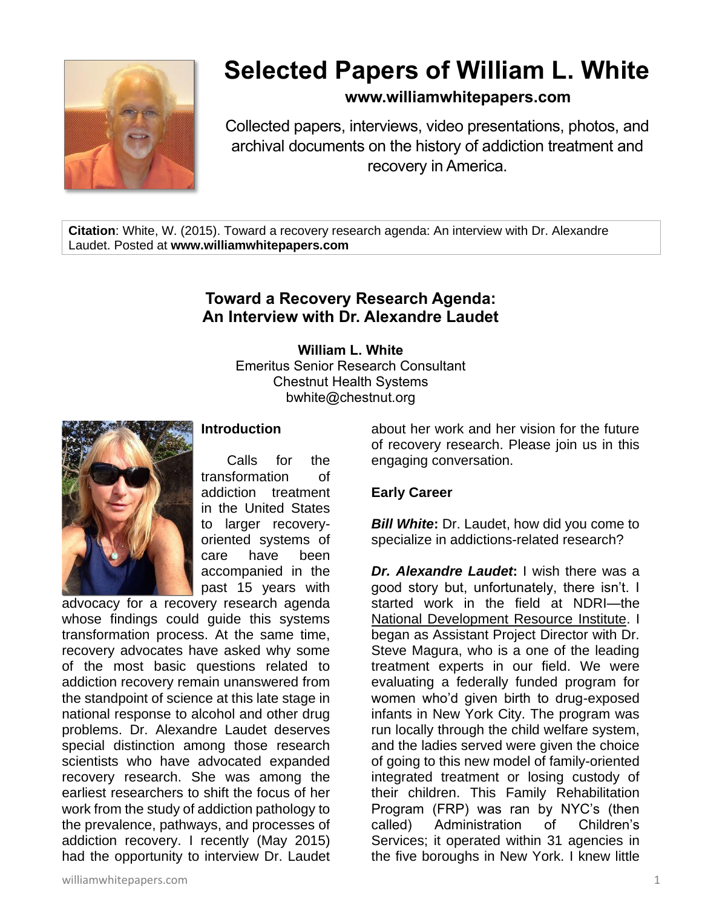# Selected Papers of William L. White

**www.williamwhitepapers.com**

Collected papers, interviews, video presentations, photos, and archival documents on the history of addiction treatment and recovery in America.

**Citation**: White, W. (2015). Toward a recovery research agenda: An interview with Dr. Alexandre Laudet. Posted at **www.williamwhitepapers.com**

## Toward a Recovery Research Agenda: An Interview with Dr. Alexandre Laudet

**William L. White**
Emeritus Senior Research Consultant
Chestnut Health Systems
bwhite@chestnut.org

### Introduction

Calls for the transformation of addiction treatment in the United States to larger recovery-oriented systems of care have been accompanied in the past 15 years with advocacy for a recovery research agenda whose findings could guide this systems transformation process. At the same time, recovery advocates have asked why some of the most basic questions related to addiction recovery remain unanswered from the standpoint of science at this late stage in national response to alcohol and other drug problems. Dr. Alexandre Laudet deserves special distinction among those research scientists who have advocated expanded recovery research. She was among the earliest researchers to shift the focus of her work from the study of addiction pathology to the prevalence, pathways, and processes of addiction recovery. I recently (May 2015) had the opportunity to interview Dr. Laudet about her work and her vision for the future of recovery research. Please join us in this engaging conversation.

### Early Career

***Bill White*****:** Dr. Laudet, how did you come to specialize in addictions-related research?

***Dr. Alexandre Laudet*****:** I wish there was a good story but, unfortunately, there isn't. I started work in the field at NDRI—the National Development Resource Institute. I began as Assistant Project Director with Dr. Steve Magura, who is a one of the leading treatment experts in our field. We were evaluating a federally funded program for women who'd given birth to drug-exposed infants in New York City. The program was run locally through the child welfare system, and the ladies served were given the choice of going to this new model of family-oriented integrated treatment or losing custody of their children. This Family Rehabilitation Program (FRP) was ran by NYC's (then called) Administration of Children's Services; it operated within 31 agencies in the five boroughs in New York. I knew little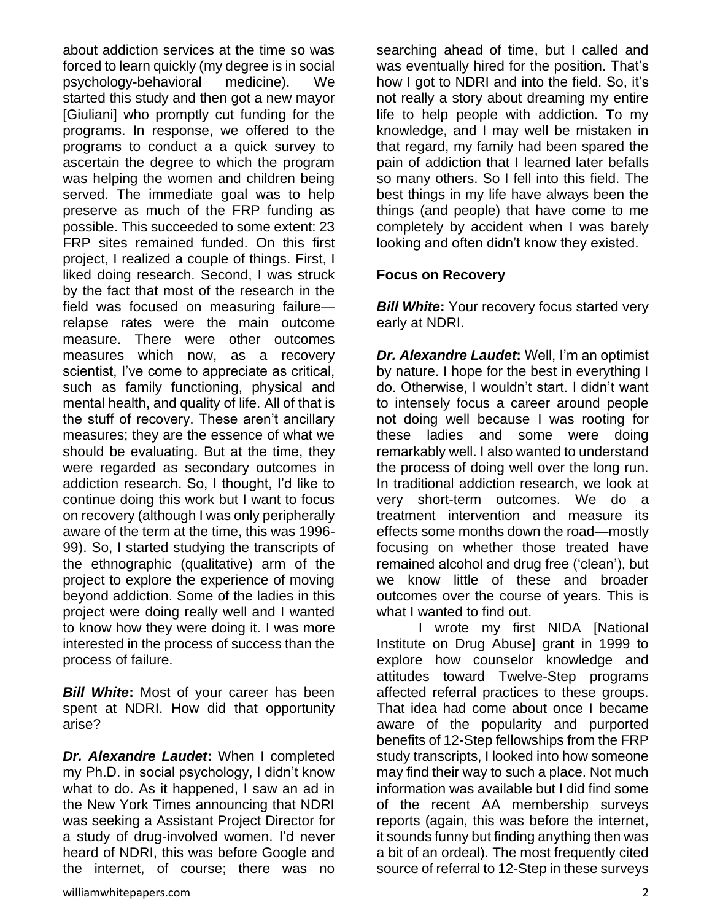about addiction services at the time so was forced to learn quickly (my degree is in social psychology-behavioral medicine). We started this study and then got a new mayor [Giuliani] who promptly cut funding for the programs. In response, we offered to the programs to conduct a a quick survey to ascertain the degree to which the program was helping the women and children being served. The immediate goal was to help preserve as much of the FRP funding as possible. This succeeded to some extent: 23 FRP sites remained funded. On this first project, I realized a couple of things. First, I liked doing research. Second, I was struck by the fact that most of the research in the field was focused on measuring failure—relapse rates were the main outcome measure. There were other outcomes measures which now, as a recovery scientist, I've come to appreciate as critical, such as family functioning, physical and mental health, and quality of life. All of that is the stuff of recovery. These aren't ancillary measures; they are the essence of what we should be evaluating. But at the time, they were regarded as secondary outcomes in addiction research. So, I thought, I'd like to continue doing this work but I want to focus on recovery (although I was only peripherally aware of the term at the time, this was 1996-99). So, I started studying the transcripts of the ethnographic (qualitative) arm of the project to explore the experience of moving beyond addiction. Some of the ladies in this project were doing really well and I wanted to know how they were doing it. I was more interested in the process of success than the process of failure.

***Bill White*:** Most of your career has been spent at NDRI. How did that opportunity arise?

***Dr. Alexandre Laudet*:** When I completed my Ph.D. in social psychology, I didn't know what to do. As it happened, I saw an ad in the New York Times announcing that NDRI was seeking a Assistant Project Director for a study of drug-involved women. I'd never heard of NDRI, this was before Google and the internet, of course; there was no searching ahead of time, but I called and was eventually hired for the position. That's how I got to NDRI and into the field. So, it's not really a story about dreaming my entire life to help people with addiction. To my knowledge, and I may well be mistaken in that regard, my family had been spared the pain of addiction that I learned later befalls so many others. So I fell into this field. The best things in my life have always been the things (and people) that have come to me completely by accident when I was barely looking and often didn't know they existed.

**Focus on Recovery**

***Bill White*:** Your recovery focus started very early at NDRI.

***Dr. Alexandre Laudet*:** Well, I'm an optimist by nature. I hope for the best in everything I do. Otherwise, I wouldn't start. I didn't want to intensely focus a career around people not doing well because I was rooting for these ladies and some were doing remarkably well. I also wanted to understand the process of doing well over the long run. In traditional addiction research, we look at very short-term outcomes. We do a treatment intervention and measure its effects some months down the road—mostly focusing on whether those treated have remained alcohol and drug free ('clean'), but we know little of these and broader outcomes over the course of years. This is what I wanted to find out.

I wrote my first NIDA [National Institute on Drug Abuse] grant in 1999 to explore how counselor knowledge and attitudes toward Twelve-Step programs affected referral practices to these groups. That idea had come about once I became aware of the popularity and purported benefits of 12-Step fellowships from the FRP study transcripts, I looked into how someone may find their way to such a place. Not much information was available but I did find some of the recent AA membership surveys reports (again, this was before the internet, it sounds funny but finding anything then was a bit of an ordeal). The most frequently cited source of referral to 12-Step in these surveys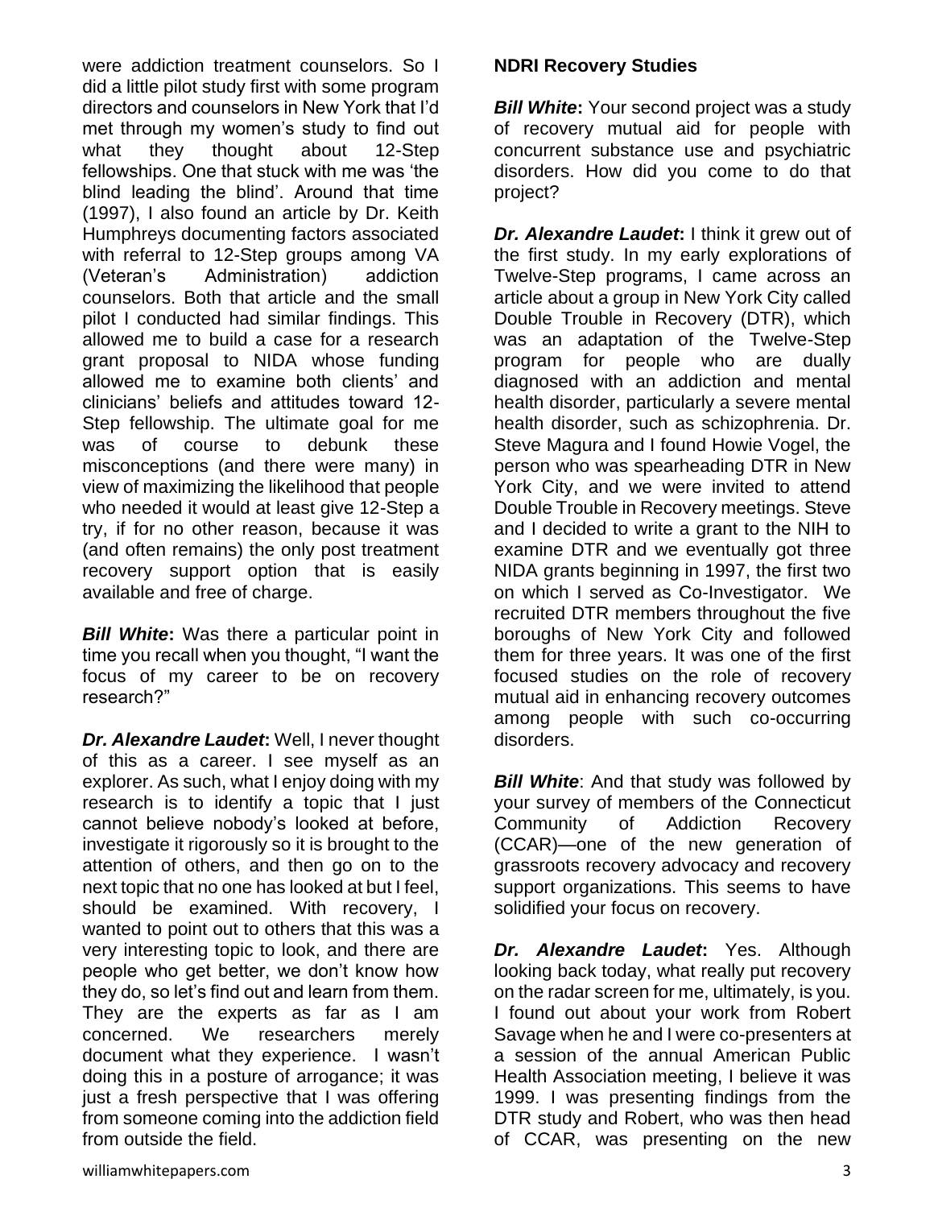were addiction treatment counselors. So I did a little pilot study first with some program directors and counselors in New York that I'd met through my women's study to find out what they thought about 12-Step fellowships. One that stuck with me was 'the blind leading the blind'. Around that time (1997), I also found an article by Dr. Keith Humphreys documenting factors associated with referral to 12-Step groups among VA (Veteran's Administration) addiction counselors. Both that article and the small pilot I conducted had similar findings. This allowed me to build a case for a research grant proposal to NIDA whose funding allowed me to examine both clients' and clinicians' beliefs and attitudes toward 12-Step fellowship. The ultimate goal for me was of course to debunk these misconceptions (and there were many) in view of maximizing the likelihood that people who needed it would at least give 12-Step a try, if for no other reason, because it was (and often remains) the only post treatment recovery support option that is easily available and free of charge.

***Bill White*:** Was there a particular point in time you recall when you thought, "I want the focus of my career to be on recovery research?"

***Dr. Alexandre Laudet*:** Well, I never thought of this as a career. I see myself as an explorer. As such, what I enjoy doing with my research is to identify a topic that I just cannot believe nobody's looked at before, investigate it rigorously so it is brought to the attention of others, and then go on to the next topic that no one has looked at but I feel, should be examined. With recovery, I wanted to point out to others that this was a very interesting topic to look, and there are people who get better, we don't know how they do, so let's find out and learn from them. They are the experts as far as I am concerned. We researchers merely document what they experience. I wasn't doing this in a posture of arrogance; it was just a fresh perspective that I was offering from someone coming into the addiction field from outside the field.

**NDRI Recovery Studies**

***Bill White*:** Your second project was a study of recovery mutual aid for people with concurrent substance use and psychiatric disorders. How did you come to do that project?

***Dr. Alexandre Laudet*:** I think it grew out of the first study. In my early explorations of Twelve-Step programs, I came across an article about a group in New York City called Double Trouble in Recovery (DTR), which was an adaptation of the Twelve-Step program for people who are dually diagnosed with an addiction and mental health disorder, particularly a severe mental health disorder, such as schizophrenia. Dr. Steve Magura and I found Howie Vogel, the person who was spearheading DTR in New York City, and we were invited to attend Double Trouble in Recovery meetings. Steve and I decided to write a grant to the NIH to examine DTR and we eventually got three NIDA grants beginning in 1997, the first two on which I served as Co-Investigator. We recruited DTR members throughout the five boroughs of New York City and followed them for three years. It was one of the first focused studies on the role of recovery mutual aid in enhancing recovery outcomes among people with such co-occurring disorders.

***Bill White*:** And that study was followed by your survey of members of the Connecticut Community of Addiction Recovery (CCAR)—one of the new generation of grassroots recovery advocacy and recovery support organizations. This seems to have solidified your focus on recovery.

***Dr. Alexandre Laudet*:** Yes. Although looking back today, what really put recovery on the radar screen for me, ultimately, is you. I found out about your work from Robert Savage when he and I were co-presenters at a session of the annual American Public Health Association meeting, I believe it was 1999. I was presenting findings from the DTR study and Robert, who was then head of CCAR, was presenting on the new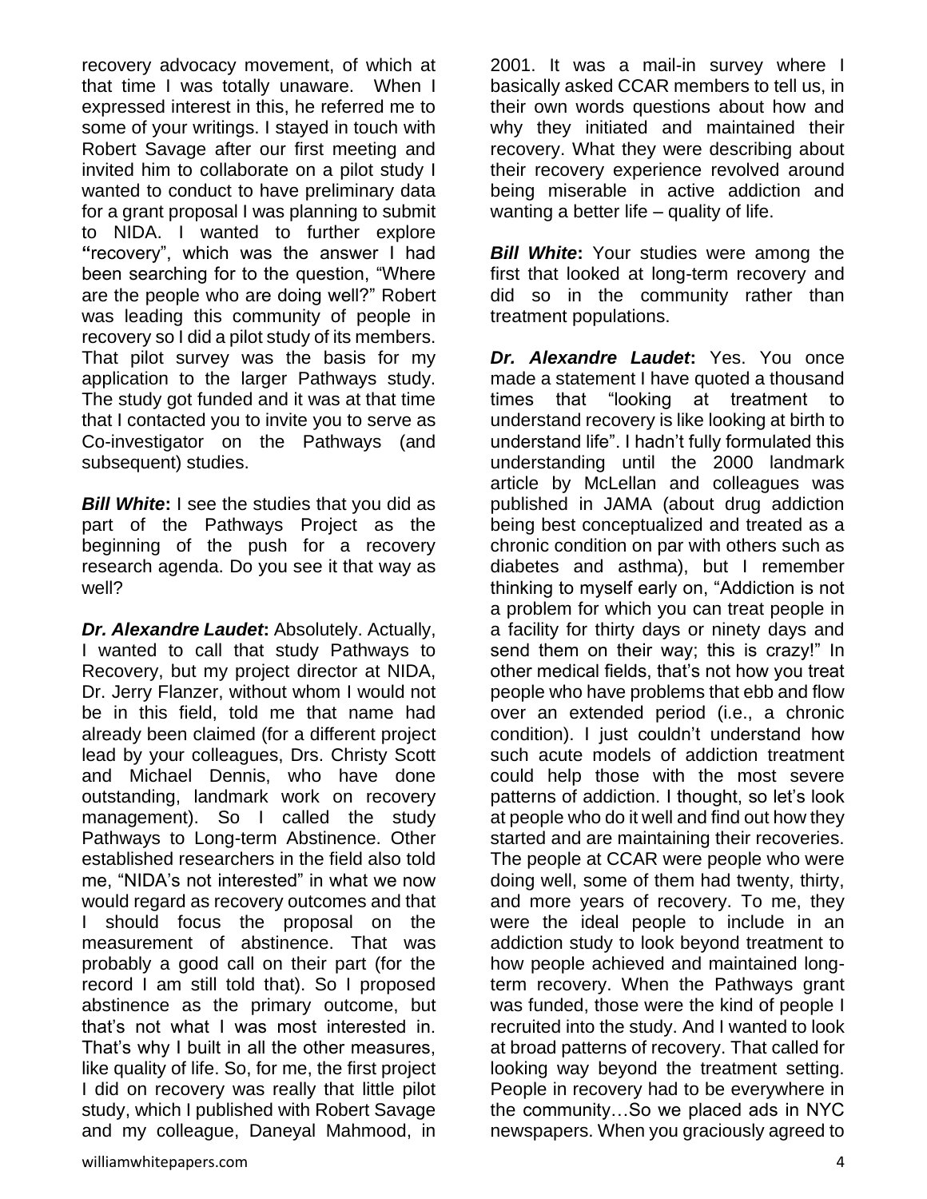recovery advocacy movement, of which at that time I was totally unaware. When I expressed interest in this, he referred me to some of your writings. I stayed in touch with Robert Savage after our first meeting and invited him to collaborate on a pilot study I wanted to conduct to have preliminary data for a grant proposal I was planning to submit to NIDA. I wanted to further explore "recovery", which was the answer I had been searching for to the question, "Where are the people who are doing well?" Robert was leading this community of people in recovery so I did a pilot study of its members. That pilot survey was the basis for my application to the larger Pathways study. The study got funded and it was at that time that I contacted you to invite you to serve as Co-investigator on the Pathways (and subsequent) studies.

***Bill White*:** I see the studies that you did as part of the Pathways Project as the beginning of the push for a recovery research agenda. Do you see it that way as well?

***Dr. Alexandre Laudet*:** Absolutely. Actually, I wanted to call that study Pathways to Recovery, but my project director at NIDA, Dr. Jerry Flanzer, without whom I would not be in this field, told me that name had already been claimed (for a different project lead by your colleagues, Drs. Christy Scott and Michael Dennis, who have done outstanding, landmark work on recovery management). So I called the study Pathways to Long-term Abstinence. Other established researchers in the field also told me, "NIDA's not interested" in what we now would regard as recovery outcomes and that I should focus the proposal on the measurement of abstinence. That was probably a good call on their part (for the record I am still told that). So I proposed abstinence as the primary outcome, but that's not what I was most interested in. That's why I built in all the other measures, like quality of life. So, for me, the first project I did on recovery was really that little pilot study, which I published with Robert Savage and my colleague, Daneyal Mahmood, in 2001. It was a mail-in survey where I basically asked CCAR members to tell us, in their own words questions about how and why they initiated and maintained their recovery. What they were describing about their recovery experience revolved around being miserable in active addiction and wanting a better life – quality of life.

***Bill White*:** Your studies were among the first that looked at long-term recovery and did so in the community rather than treatment populations.

***Dr. Alexandre Laudet*:** Yes. You once made a statement I have quoted a thousand times that "looking at treatment to understand recovery is like looking at birth to understand life". I hadn't fully formulated this understanding until the 2000 landmark article by McLellan and colleagues was published in JAMA (about drug addiction being best conceptualized and treated as a chronic condition on par with others such as diabetes and asthma), but I remember thinking to myself early on, "Addiction is not a problem for which you can treat people in a facility for thirty days or ninety days and send them on their way; this is crazy!" In other medical fields, that's not how you treat people who have problems that ebb and flow over an extended period (i.e., a chronic condition). I just couldn't understand how such acute models of addiction treatment could help those with the most severe patterns of addiction. I thought, so let's look at people who do it well and find out how they started and are maintaining their recoveries. The people at CCAR were people who were doing well, some of them had twenty, thirty, and more years of recovery. To me, they were the ideal people to include in an addiction study to look beyond treatment to how people achieved and maintained long-term recovery. When the Pathways grant was funded, those were the kind of people I recruited into the study. And I wanted to look at broad patterns of recovery. That called for looking way beyond the treatment setting. People in recovery had to be everywhere in the community…So we placed ads in NYC newspapers. When you graciously agreed to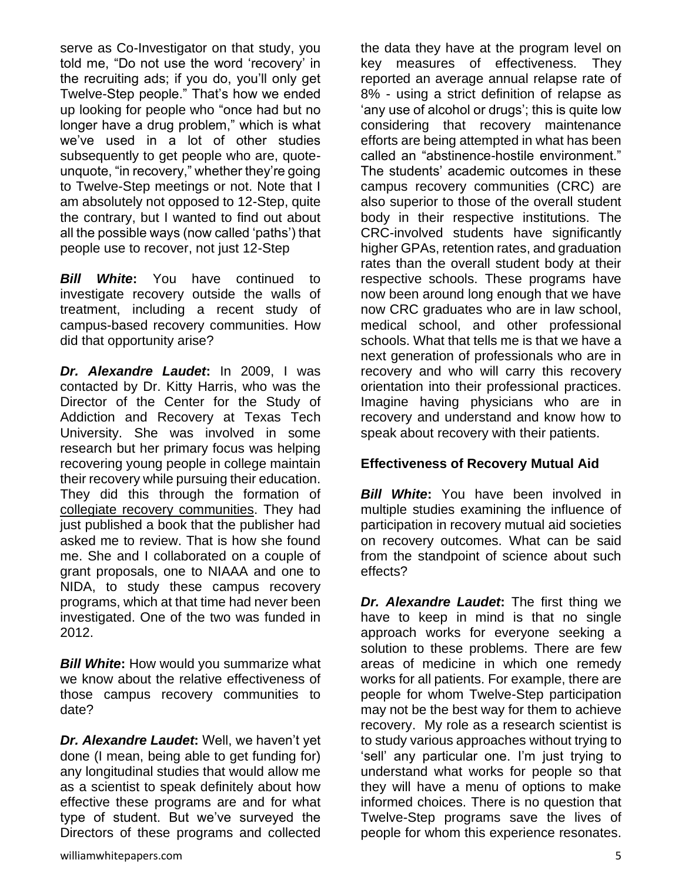serve as Co-Investigator on that study, you told me, "Do not use the word 'recovery' in the recruiting ads; if you do, you'll only get Twelve-Step people." That's how we ended up looking for people who "once had but no longer have a drug problem," which is what we've used in a lot of other studies subsequently to get people who are, quote-unquote, "in recovery," whether they're going to Twelve-Step meetings or not. Note that I am absolutely not opposed to 12-Step, quite the contrary, but I wanted to find out about all the possible ways (now called 'paths') that people use to recover, not just 12-Step

***Bill White*:** You have continued to investigate recovery outside the walls of treatment, including a recent study of campus-based recovery communities. How did that opportunity arise?

***Dr. Alexandre Laudet*:** In 2009, I was contacted by Dr. Kitty Harris, who was the Director of the Center for the Study of Addiction and Recovery at Texas Tech University. She was involved in some research but her primary focus was helping recovering young people in college maintain their recovery while pursuing their education. They did this through the formation of collegiate recovery communities. They had just published a book that the publisher had asked me to review. That is how she found me. She and I collaborated on a couple of grant proposals, one to NIAAA and one to NIDA, to study these campus recovery programs, which at that time had never been investigated. One of the two was funded in 2012.

***Bill White*:** How would you summarize what we know about the relative effectiveness of those campus recovery communities to date?

***Dr. Alexandre Laudet*:** Well, we haven't yet done (I mean, being able to get funding for) any longitudinal studies that would allow me as a scientist to speak definitely about how effective these programs are and for what type of student. But we've surveyed the Directors of these programs and collected the data they have at the program level on key measures of effectiveness. They reported an average annual relapse rate of 8% - using a strict definition of relapse as 'any use of alcohol or drugs'; this is quite low considering that recovery maintenance efforts are being attempted in what has been called an "abstinence-hostile environment." The students' academic outcomes in these campus recovery communities (CRC) are also superior to those of the overall student body in their respective institutions. The CRC-involved students have significantly higher GPAs, retention rates, and graduation rates than the overall student body at their respective schools. These programs have now been around long enough that we have now CRC graduates who are in law school, medical school, and other professional schools. What that tells me is that we have a next generation of professionals who are in recovery and who will carry this recovery orientation into their professional practices. Imagine having physicians who are in recovery and understand and know how to speak about recovery with their patients.

## Effectiveness of Recovery Mutual Aid

***Bill White*:** You have been involved in multiple studies examining the influence of participation in recovery mutual aid societies on recovery outcomes. What can be said from the standpoint of science about such effects?

***Dr. Alexandre Laudet*:** The first thing we have to keep in mind is that no single approach works for everyone seeking a solution to these problems. There are few areas of medicine in which one remedy works for all patients. For example, there are people for whom Twelve-Step participation may not be the best way for them to achieve recovery. My role as a research scientist is to study various approaches without trying to 'sell' any particular one. I'm just trying to understand what works for people so that they will have a menu of options to make informed choices. There is no question that Twelve-Step programs save the lives of people for whom this experience resonates.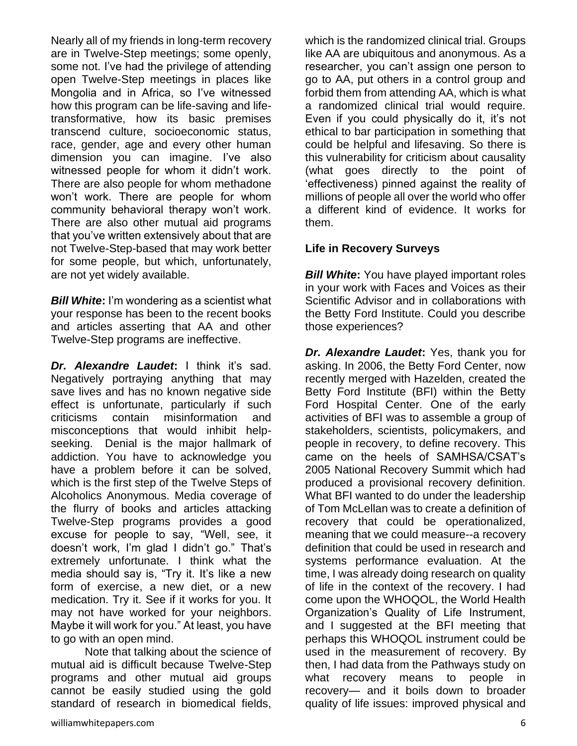Nearly all of my friends in long-term recovery are in Twelve-Step meetings; some openly, some not. I've had the privilege of attending open Twelve-Step meetings in places like Mongolia and in Africa, so I've witnessed how this program can be life-saving and life-transformative, how its basic premises transcend culture, socioeconomic status, race, gender, age and every other human dimension you can imagine. I've also witnessed people for whom it didn't work. There are also people for whom methadone won't work. There are people for whom community behavioral therapy won't work. There are also other mutual aid programs that you've written extensively about that are not Twelve-Step-based that may work better for some people, but which, unfortunately, are not yet widely available.

***Bill White*:** I'm wondering as a scientist what your response has been to the recent books and articles asserting that AA and other Twelve-Step programs are ineffective.

***Dr. Alexandre Laudet*:** I think it's sad. Negatively portraying anything that may save lives and has no known negative side effect is unfortunate, particularly if such criticisms contain misinformation and misconceptions that would inhibit help-seeking. Denial is the major hallmark of addiction. You have to acknowledge you have a problem before it can be solved, which is the first step of the Twelve Steps of Alcoholics Anonymous. Media coverage of the flurry of books and articles attacking Twelve-Step programs provides a good excuse for people to say, "Well, see, it doesn't work, I'm glad I didn't go." That's extremely unfortunate. I think what the media should say is, "Try it. It's like a new form of exercise, a new diet, or a new medication. Try it. See if it works for you. It may not have worked for your neighbors. Maybe it will work for you." At least, you have to go with an open mind.

Note that talking about the science of mutual aid is difficult because Twelve-Step programs and other mutual aid groups cannot be easily studied using the gold standard of research in biomedical fields, which is the randomized clinical trial. Groups like AA are ubiquitous and anonymous. As a researcher, you can't assign one person to go to AA, put others in a control group and forbid them from attending AA, which is what a randomized clinical trial would require. Even if you could physically do it, it's not ethical to bar participation in something that could be helpful and lifesaving. So there is this vulnerability for criticism about causality (what goes directly to the point of 'effectiveness) pinned against the reality of millions of people all over the world who offer a different kind of evidence. It works for them.

## Life in Recovery Surveys

***Bill White*:** You have played important roles in your work with Faces and Voices as their Scientific Advisor and in collaborations with the Betty Ford Institute. Could you describe those experiences?

***Dr. Alexandre Laudet*:** Yes, thank you for asking. In 2006, the Betty Ford Center, now recently merged with Hazelden, created the Betty Ford Institute (BFI) within the Betty Ford Hospital Center. One of the early activities of BFI was to assemble a group of stakeholders, scientists, policymakers, and people in recovery, to define recovery. This came on the heels of SAMHSA/CSAT's 2005 National Recovery Summit which had produced a provisional recovery definition. What BFI wanted to do under the leadership of Tom McLellan was to create a definition of recovery that could be operationalized, meaning that we could measure--a recovery definition that could be used in research and systems performance evaluation. At the time, I was already doing research on quality of life in the context of the recovery. I had come upon the WHOQOL, the World Health Organization's Quality of Life Instrument, and I suggested at the BFI meeting that perhaps this WHOQOL instrument could be used in the measurement of recovery. By then, I had data from the Pathways study on what recovery means to people in recovery— and it boils down to broader quality of life issues: improved physical and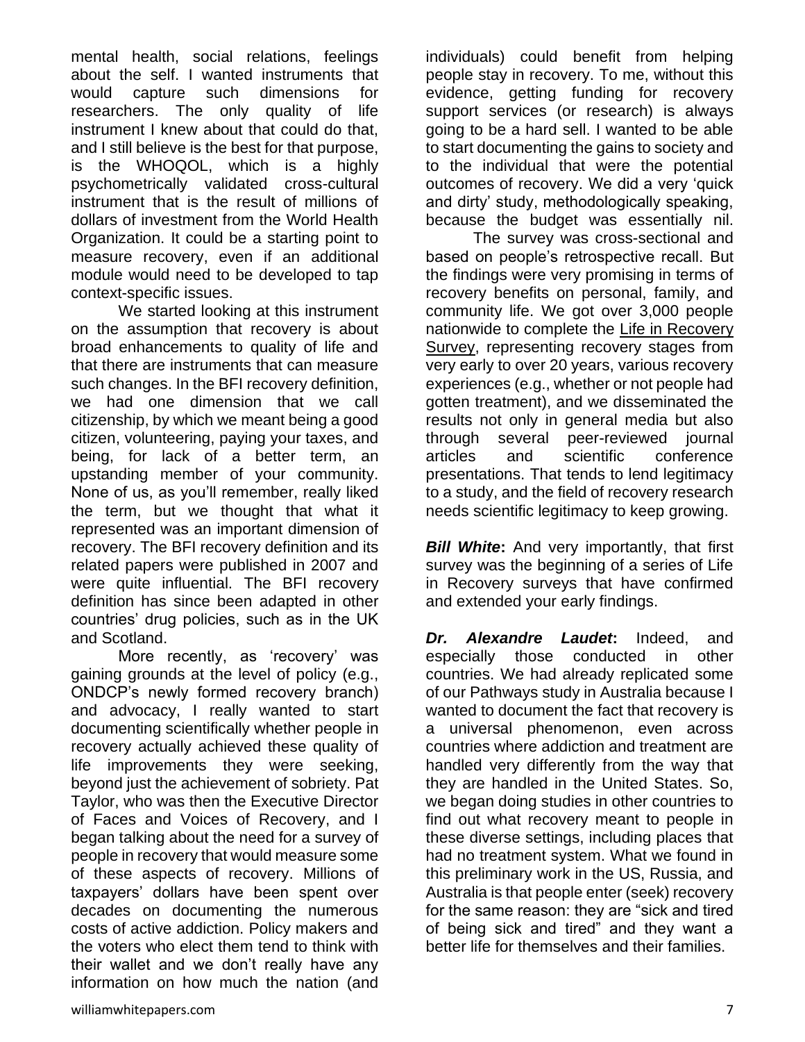mental health, social relations, feelings about the self. I wanted instruments that would capture such dimensions for researchers. The only quality of life instrument I knew about that could do that, and I still believe is the best for that purpose, is the WHOQOL, which is a highly psychometrically validated cross-cultural instrument that is the result of millions of dollars of investment from the World Health Organization. It could be a starting point to measure recovery, even if an additional module would need to be developed to tap context-specific issues.

We started looking at this instrument on the assumption that recovery is about broad enhancements to quality of life and that there are instruments that can measure such changes. In the BFI recovery definition, we had one dimension that we call citizenship, by which we meant being a good citizen, volunteering, paying your taxes, and being, for lack of a better term, an upstanding member of your community. None of us, as you'll remember, really liked the term, but we thought that what it represented was an important dimension of recovery. The BFI recovery definition and its related papers were published in 2007 and were quite influential. The BFI recovery definition has since been adapted in other countries' drug policies, such as in the UK and Scotland.

More recently, as 'recovery' was gaining grounds at the level of policy (e.g., ONDCP's newly formed recovery branch) and advocacy, I really wanted to start documenting scientifically whether people in recovery actually achieved these quality of life improvements they were seeking, beyond just the achievement of sobriety. Pat Taylor, who was then the Executive Director of Faces and Voices of Recovery, and I began talking about the need for a survey of people in recovery that would measure some of these aspects of recovery. Millions of taxpayers' dollars have been spent over decades on documenting the numerous costs of active addiction. Policy makers and the voters who elect them tend to think with their wallet and we don't really have any information on how much the nation (and individuals) could benefit from helping people stay in recovery. To me, without this evidence, getting funding for recovery support services (or research) is always going to be a hard sell. I wanted to be able to start documenting the gains to society and to the individual that were the potential outcomes of recovery. We did a very 'quick and dirty' study, methodologically speaking, because the budget was essentially nil.

The survey was cross-sectional and based on people's retrospective recall. But the findings were very promising in terms of recovery benefits on personal, family, and community life. We got over 3,000 people nationwide to complete the Life in Recovery Survey, representing recovery stages from very early to over 20 years, various recovery experiences (e.g., whether or not people had gotten treatment), and we disseminated the results not only in general media but also through several peer-reviewed journal articles and scientific conference presentations. That tends to lend legitimacy to a study, and the field of recovery research needs scientific legitimacy to keep growing.

***Bill White*:** And very importantly, that first survey was the beginning of a series of Life in Recovery surveys that have confirmed and extended your early findings.

***Dr. Alexandre Laudet*:** Indeed, and especially those conducted in other countries. We had already replicated some of our Pathways study in Australia because I wanted to document the fact that recovery is a universal phenomenon, even across countries where addiction and treatment are handled very differently from the way that they are handled in the United States. So, we began doing studies in other countries to find out what recovery meant to people in these diverse settings, including places that had no treatment system. What we found in this preliminary work in the US, Russia, and Australia is that people enter (seek) recovery for the same reason: they are "sick and tired of being sick and tired" and they want a better life for themselves and their families.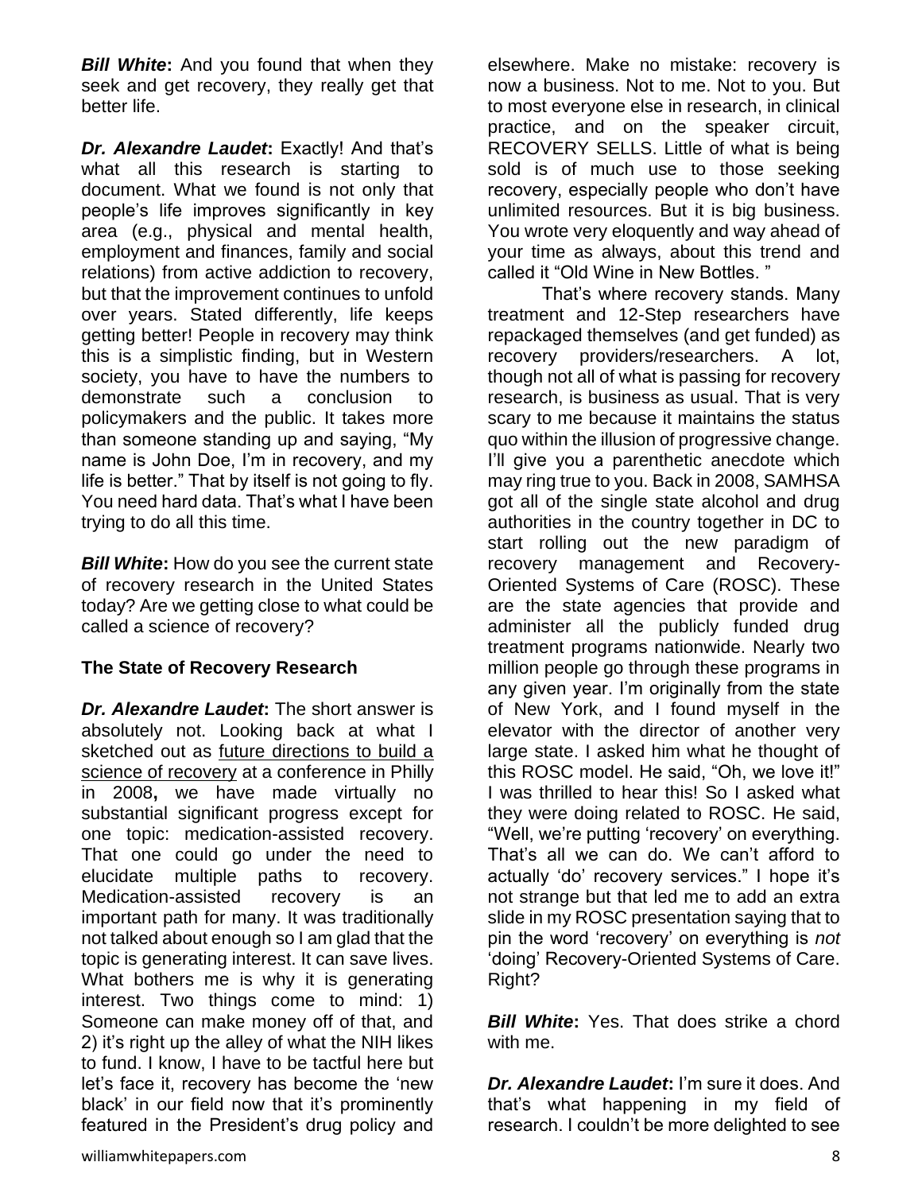***Bill White*:** And you found that when they seek and get recovery, they really get that better life.

***Dr. Alexandre Laudet*:** Exactly! And that's what all this research is starting to document. What we found is not only that people's life improves significantly in key area (e.g., physical and mental health, employment and finances, family and social relations) from active addiction to recovery, but that the improvement continues to unfold over years. Stated differently, life keeps getting better! People in recovery may think this is a simplistic finding, but in Western society, you have to have the numbers to demonstrate such a conclusion to policymakers and the public. It takes more than someone standing up and saying, "My name is John Doe, I'm in recovery, and my life is better." That by itself is not going to fly. You need hard data. That's what I have been trying to do all this time.

***Bill White*:** How do you see the current state of recovery research in the United States today? Are we getting close to what could be called a science of recovery?

**The State of Recovery Research**

***Dr. Alexandre Laudet*:** The short answer is absolutely not. Looking back at what I sketched out as future directions to build a science of recovery at a conference in Philly in 2008**,** we have made virtually no substantial significant progress except for one topic: medication-assisted recovery. That one could go under the need to elucidate multiple paths to recovery. Medication-assisted recovery is an important path for many. It was traditionally not talked about enough so I am glad that the topic is generating interest. It can save lives. What bothers me is why it is generating interest. Two things come to mind: 1) Someone can make money off of that, and 2) it's right up the alley of what the NIH likes to fund. I know, I have to be tactful here but let's face it, recovery has become the 'new black' in our field now that it's prominently featured in the President's drug policy and elsewhere. Make no mistake: recovery is now a business. Not to me. Not to you. But to most everyone else in research, in clinical practice, and on the speaker circuit, RECOVERY SELLS. Little of what is being sold is of much use to those seeking recovery, especially people who don't have unlimited resources. But it is big business. You wrote very eloquently and way ahead of your time as always, about this trend and called it "Old Wine in New Bottles. "

That's where recovery stands. Many treatment and 12-Step researchers have repackaged themselves (and get funded) as recovery providers/researchers. A lot, though not all of what is passing for recovery research, is business as usual. That is very scary to me because it maintains the status quo within the illusion of progressive change. I'll give you a parenthetic anecdote which may ring true to you. Back in 2008, SAMHSA got all of the single state alcohol and drug authorities in the country together in DC to start rolling out the new paradigm of recovery management and Recovery-Oriented Systems of Care (ROSC). These are the state agencies that provide and administer all the publicly funded drug treatment programs nationwide. Nearly two million people go through these programs in any given year. I'm originally from the state of New York, and I found myself in the elevator with the director of another very large state. I asked him what he thought of this ROSC model. He said, "Oh, we love it!" I was thrilled to hear this! So I asked what they were doing related to ROSC. He said, "Well, we're putting 'recovery' on everything. That's all we can do. We can't afford to actually 'do' recovery services." I hope it's not strange but that led me to add an extra slide in my ROSC presentation saying that to pin the word 'recovery' on everything is *not* 'doing' Recovery-Oriented Systems of Care. Right?

***Bill White*:** Yes. That does strike a chord with me.

***Dr. Alexandre Laudet*:** I'm sure it does. And that's what happening in my field of research. I couldn't be more delighted to see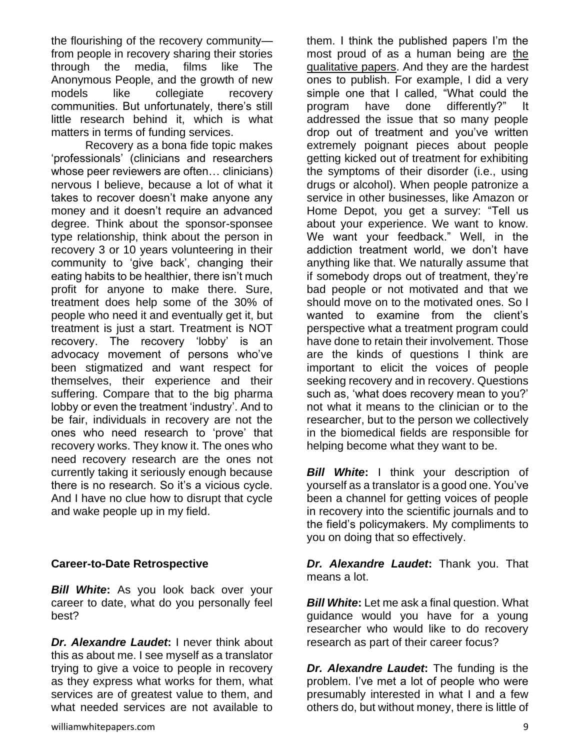the flourishing of the recovery community—from people in recovery sharing their stories through the media, films like The Anonymous People, and the growth of new models like collegiate recovery communities. But unfortunately, there's still little research behind it, which is what matters in terms of funding services.

Recovery as a bona fide topic makes 'professionals' (clinicians and researchers whose peer reviewers are often… clinicians) nervous I believe, because a lot of what it takes to recover doesn't make anyone any money and it doesn't require an advanced degree. Think about the sponsor-sponsee type relationship, think about the person in recovery 3 or 10 years volunteering in their community to 'give back', changing their eating habits to be healthier, there isn't much profit for anyone to make there. Sure, treatment does help some of the 30% of people who need it and eventually get it, but treatment is just a start. Treatment is NOT recovery. The recovery 'lobby' is an advocacy movement of persons who've been stigmatized and want respect for themselves, their experience and their suffering. Compare that to the big pharma lobby or even the treatment 'industry'. And to be fair, individuals in recovery are not the ones who need research to 'prove' that recovery works. They know it. The ones who need recovery research are the ones not currently taking it seriously enough because there is no research. So it's a vicious cycle. And I have no clue how to disrupt that cycle and wake people up in my field.

**Career-to-Date Retrospective**

***Bill White*:** As you look back over your career to date, what do you personally feel best?

***Dr. Alexandre Laudet*:** I never think about this as about me. I see myself as a translator trying to give a voice to people in recovery as they express what works for them, what services are of greatest value to them, and what needed services are not available to them. I think the published papers I'm the most proud of as a human being are the qualitative papers. And they are the hardest ones to publish. For example, I did a very simple one that I called, "What could the program have done differently?" It addressed the issue that so many people drop out of treatment and you've written extremely poignant pieces about people getting kicked out of treatment for exhibiting the symptoms of their disorder (i.e., using drugs or alcohol). When people patronize a service in other businesses, like Amazon or Home Depot, you get a survey: "Tell us about your experience. We want to know. We want your feedback." Well, in the addiction treatment world, we don't have anything like that. We naturally assume that if somebody drops out of treatment, they're bad people or not motivated and that we should move on to the motivated ones. So I wanted to examine from the client's perspective what a treatment program could have done to retain their involvement. Those are the kinds of questions I think are important to elicit the voices of people seeking recovery and in recovery. Questions such as, 'what does recovery mean to you?' not what it means to the clinician or to the researcher, but to the person we collectively in the biomedical fields are responsible for helping become what they want to be.

***Bill White*:** I think your description of yourself as a translator is a good one. You've been a channel for getting voices of people in recovery into the scientific journals and to the field's policymakers. My compliments to you on doing that so effectively.

***Dr. Alexandre Laudet*:** Thank you. That means a lot.

***Bill White*:** Let me ask a final question. What guidance would you have for a young researcher who would like to do recovery research as part of their career focus?

***Dr. Alexandre Laudet*:** The funding is the problem. I've met a lot of people who were presumably interested in what I and a few others do, but without money, there is little of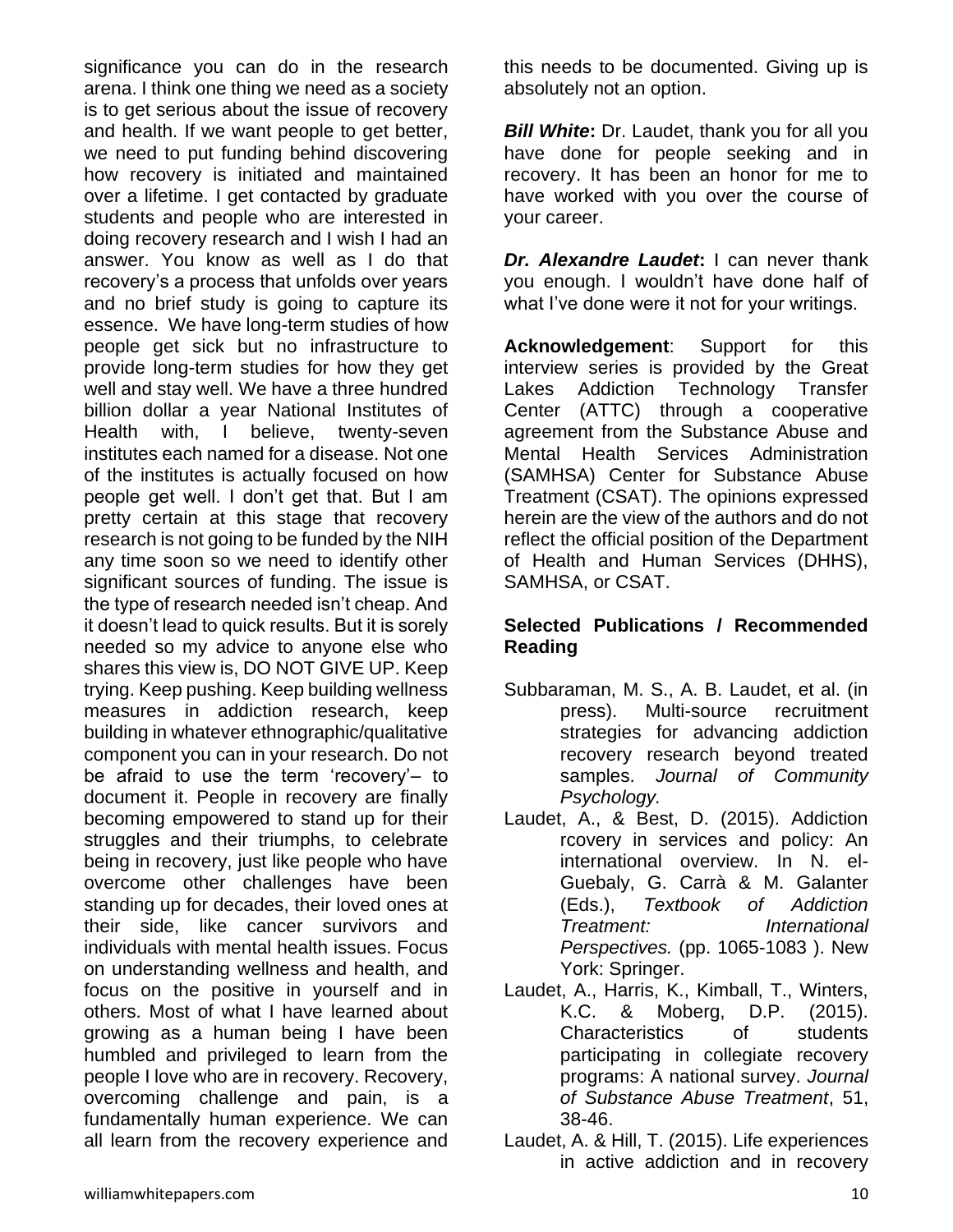significance you can do in the research arena. I think one thing we need as a society is to get serious about the issue of recovery and health. If we want people to get better, we need to put funding behind discovering how recovery is initiated and maintained over a lifetime. I get contacted by graduate students and people who are interested in doing recovery research and I wish I had an answer. You know as well as I do that recovery's a process that unfolds over years and no brief study is going to capture its essence. We have long-term studies of how people get sick but no infrastructure to provide long-term studies for how they get well and stay well. We have a three hundred billion dollar a year National Institutes of Health with, I believe, twenty-seven institutes each named for a disease. Not one of the institutes is actually focused on how people get well. I don't get that. But I am pretty certain at this stage that recovery research is not going to be funded by the NIH any time soon so we need to identify other significant sources of funding. The issue is the type of research needed isn't cheap. And it doesn't lead to quick results. But it is sorely needed so my advice to anyone else who shares this view is, DO NOT GIVE UP. Keep trying. Keep pushing. Keep building wellness measures in addiction research, keep building in whatever ethnographic/qualitative component you can in your research. Do not be afraid to use the term 'recovery'– to document it. People in recovery are finally becoming empowered to stand up for their struggles and their triumphs, to celebrate being in recovery, just like people who have overcome other challenges have been standing up for decades, their loved ones at their side, like cancer survivors and individuals with mental health issues. Focus on understanding wellness and health, and focus on the positive in yourself and in others. Most of what I have learned about growing as a human being I have been humbled and privileged to learn from the people I love who are in recovery. Recovery, overcoming challenge and pain, is a fundamentally human experience. We can all learn from the recovery experience and this needs to be documented. Giving up is absolutely not an option.

***Bill White*:** Dr. Laudet, thank you for all you have done for people seeking and in recovery. It has been an honor for me to have worked with you over the course of your career.

***Dr. Alexandre Laudet*:** I can never thank you enough. I wouldn't have done half of what I've done were it not for your writings.

**Acknowledgement**: Support for this interview series is provided by the Great Lakes Addiction Technology Transfer Center (ATTC) through a cooperative agreement from the Substance Abuse and Mental Health Services Administration (SAMHSA) Center for Substance Abuse Treatment (CSAT). The opinions expressed herein are the view of the authors and do not reflect the official position of the Department of Health and Human Services (DHHS), SAMHSA, or CSAT.

**Selected Publications / Recommended Reading**

Subbaraman, M. S., A. B. Laudet, et al. (in press). Multi-source recruitment strategies for advancing addiction recovery research beyond treated samples. *Journal of Community Psychology.*

Laudet, A., & Best, D. (2015). Addiction rcovery in services and policy: An international overview. In N. el-Guebaly, G. Carrà & M. Galanter (Eds.), *Textbook of Addiction Treatment: International Perspectives.* (pp. 1065-1083 ). New York: Springer.

Laudet, A., Harris, K., Kimball, T., Winters, K.C. & Moberg, D.P. (2015). Characteristics of students participating in collegiate recovery programs: A national survey. *Journal of Substance Abuse Treatment*, 51, 38-46.

Laudet, A. & Hill, T. (2015). Life experiences in active addiction and in recovery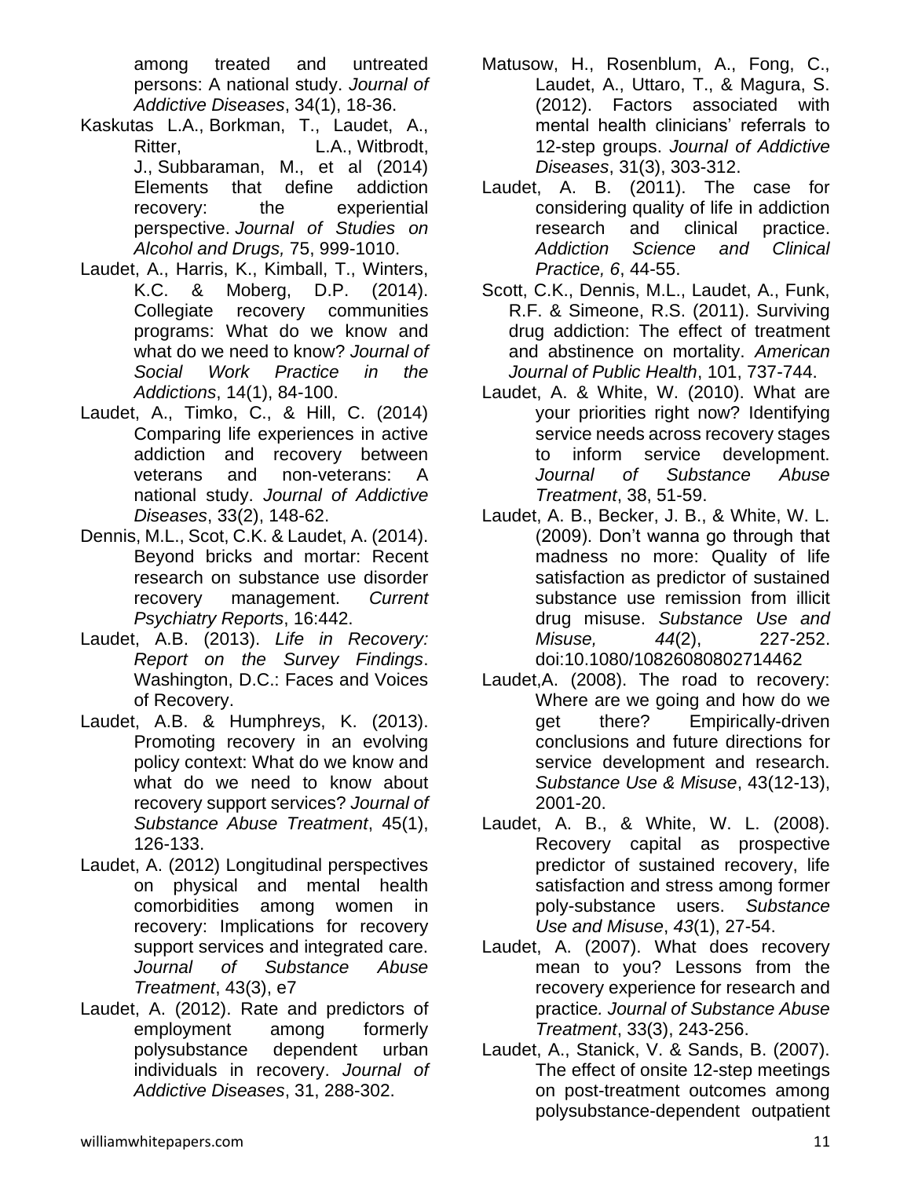among treated and untreated persons: A national study. *Journal of Addictive Diseases*, 34(1), 18-36.

Kaskutas L.A., Borkman, T., Laudet, A., Ritter, L.A., Witbrodt, J., Subbaraman, M., et al (2014) Elements that define addiction recovery: the experiential perspective. *Journal of Studies on Alcohol and Drugs,* 75, 999-1010.

Laudet, A., Harris, K., Kimball, T., Winters, K.C. & Moberg, D.P. (2014). Collegiate recovery communities programs: What do we know and what do we need to know? *Journal of Social Work Practice in the Addictions*, 14(1), 84-100.

Laudet, A., Timko, C., & Hill, C. (2014) Comparing life experiences in active addiction and recovery between veterans and non-veterans: A national study. *Journal of Addictive Diseases*, 33(2), 148-62.

Dennis, M.L., Scot, C.K. & Laudet, A. (2014). Beyond bricks and mortar: Recent research on substance use disorder recovery management. *Current Psychiatry Reports*, 16:442.

Laudet, A.B. (2013). *Life in Recovery: Report on the Survey Findings*. Washington, D.C.: Faces and Voices of Recovery.

Laudet, A.B. & Humphreys, K. (2013). Promoting recovery in an evolving policy context: What do we know and what do we need to know about recovery support services? *Journal of Substance Abuse Treatment*, 45(1), 126-133.

Laudet, A. (2012) Longitudinal perspectives on physical and mental health comorbidities among women in recovery: Implications for recovery support services and integrated care. *Journal of Substance Abuse Treatment*, 43(3), e7

Laudet, A. (2012). Rate and predictors of employment among formerly polysubstance dependent urban individuals in recovery. *Journal of Addictive Diseases*, 31, 288-302.

Matusow, H., Rosenblum, A., Fong, C., Laudet, A., Uttaro, T., & Magura, S. (2012). Factors associated with mental health clinicians' referrals to 12-step groups. *Journal of Addictive Diseases*, 31(3), 303-312.

Laudet, A. B. (2011). The case for considering quality of life in addiction research and clinical practice. *Addiction Science and Clinical Practice, 6*, 44-55.

Scott, C.K., Dennis, M.L., Laudet, A., Funk, R.F. & Simeone, R.S. (2011). Surviving drug addiction: The effect of treatment and abstinence on mortality. *American Journal of Public Health*, 101, 737-744.

Laudet, A. & White, W. (2010). What are your priorities right now? Identifying service needs across recovery stages to inform service development. *Journal of Substance Abuse Treatment*, 38, 51-59.

Laudet, A. B., Becker, J. B., & White, W. L. (2009). Don't wanna go through that madness no more: Quality of life satisfaction as predictor of sustained substance use remission from illicit drug misuse. *Substance Use and Misuse, 44*(2), 227-252. doi:10.1080/10826080802714462

Laudet,A. (2008). The road to recovery: Where are we going and how do we get there? Empirically-driven conclusions and future directions for service development and research. *Substance Use & Misuse*, 43(12-13), 2001-20.

Laudet, A. B., & White, W. L. (2008). Recovery capital as prospective predictor of sustained recovery, life satisfaction and stress among former poly-substance users. *Substance Use and Misuse*, *43*(1), 27-54.

Laudet, A. (2007). What does recovery mean to you? Lessons from the recovery experience for research and practice*. Journal of Substance Abuse Treatment*, 33(3), 243-256.

Laudet, A., Stanick, V. & Sands, B. (2007). The effect of onsite 12-step meetings on post-treatment outcomes among polysubstance-dependent outpatient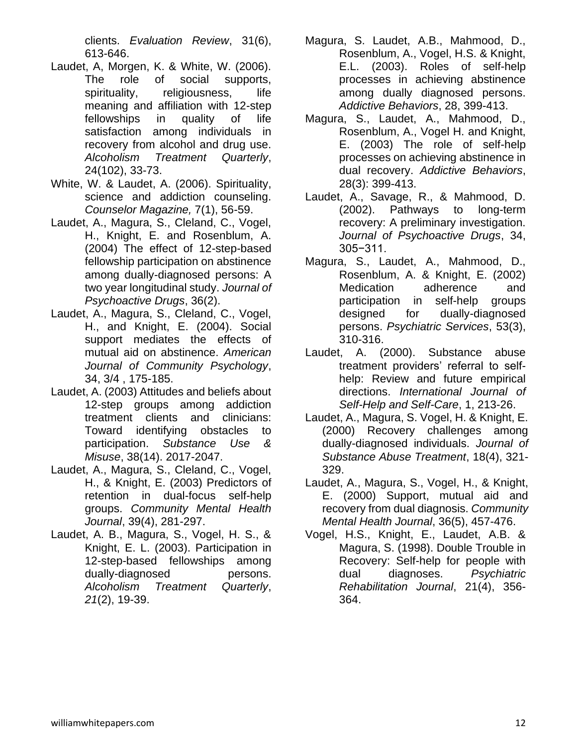clients. *Evaluation Review*, 31(6), 613-646.

Laudet, A, Morgen, K. & White, W. (2006). The role of social supports, spirituality, religiousness, life meaning and affiliation with 12-step fellowships in quality of life satisfaction among individuals in recovery from alcohol and drug use. *Alcoholism Treatment Quarterly*, 24(102), 33-73.

White, W. & Laudet, A. (2006). Spirituality, science and addiction counseling. *Counselor Magazine,* 7(1), 56-59.

Laudet, A., Magura, S., Cleland, C., Vogel, H., Knight, E. and Rosenblum, A. (2004) The effect of 12-step-based fellowship participation on abstinence among dually-diagnosed persons: A two year longitudinal study. *Journal of Psychoactive Drugs*, 36(2).

Laudet, A., Magura, S., Cleland, C., Vogel, H., and Knight, E. (2004). Social support mediates the effects of mutual aid on abstinence. *American Journal of Community Psychology*, 34, 3/4 , 175-185.

Laudet, A. (2003) Attitudes and beliefs about 12-step groups among addiction treatment clients and clinicians: Toward identifying obstacles to participation. *Substance Use & Misuse*, 38(14). 2017-2047.

Laudet, A., Magura, S., Cleland, C., Vogel, H., & Knight, E. (2003) Predictors of retention in dual-focus self-help groups. *Community Mental Health Journal*, 39(4), 281-297.

Laudet, A. B., Magura, S., Vogel, H. S., & Knight, E. L. (2003). Participation in 12-step-based fellowships among dually-diagnosed persons. *Alcoholism Treatment Quarterly*, *21*(2), 19-39.

Magura, S. Laudet, A.B., Mahmood, D., Rosenblum, A., Vogel, H.S. & Knight, E.L. (2003). Roles of self-help processes in achieving abstinence among dually diagnosed persons. *Addictive Behaviors*, 28, 399-413.

Magura, S., Laudet, A., Mahmood, D., Rosenblum, A., Vogel H. and Knight, E. (2003) The role of self-help processes on achieving abstinence in dual recovery. *Addictive Behaviors*, 28(3): 399-413.

Laudet, A., Savage, R., & Mahmood, D. (2002). Pathways to long-term recovery: A preliminary investigation. *Journal of Psychoactive Drugs*, 34, 305−311.

Magura, S., Laudet, A., Mahmood, D., Rosenblum, A. & Knight, E. (2002) Medication adherence and participation in self-help groups designed for dually-diagnosed persons. *Psychiatric Services*, 53(3), 310-316.

Laudet, A. (2000). Substance abuse treatment providers' referral to self-help: Review and future empirical directions. *International Journal of Self-Help and Self-Care*, 1, 213-26.

Laudet, A., Magura, S. Vogel, H. & Knight, E. (2000) Recovery challenges among dually-diagnosed individuals. *Journal of Substance Abuse Treatment*, 18(4), 321-329.

Laudet, A., Magura, S., Vogel, H., & Knight, E. (2000) Support, mutual aid and recovery from dual diagnosis. *Community Mental Health Journal*, 36(5), 457-476.

Vogel, H.S., Knight, E., Laudet, A.B. & Magura, S. (1998). Double Trouble in Recovery: Self-help for people with dual diagnoses. *Psychiatric Rehabilitation Journal*, 21(4), 356-364.